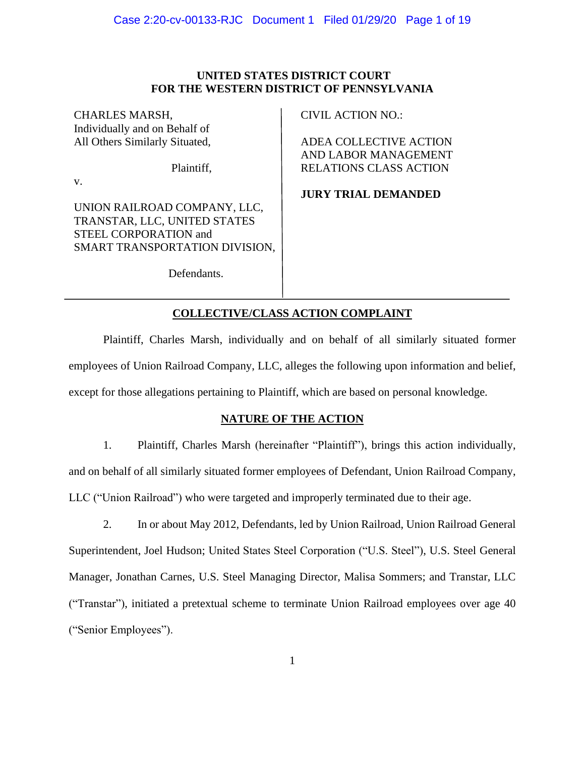**UNITED STATES DISTRICT COURT**
**FOR THE WESTERN DISTRICT OF PENNSYLVANIA**

| | |
|---|---|
| CHARLES MARSH, Individually and on Behalf of All Others Similarly Situated,<br><br>Plaintiff,<br><br>v.<br><br>UNION RAILROAD COMPANY, LLC, TRANSTAR, LLC, UNITED STATES STEEL CORPORATION and SMART TRANSPORTATION DIVISION,<br><br>Defendants. | CIVIL ACTION NO.:<br><br>ADEA COLLECTIVE ACTION AND LABOR MANAGEMENT RELATIONS CLASS ACTION<br><br>**JURY TRIAL DEMANDED** |

## COLLECTIVE/CLASS ACTION COMPLAINT

Plaintiff, Charles Marsh, individually and on behalf of all similarly situated former employees of Union Railroad Company, LLC, alleges the following upon information and belief, except for those allegations pertaining to Plaintiff, which are based on personal knowledge.

## NATURE OF THE ACTION

1. Plaintiff, Charles Marsh (hereinafter "Plaintiff"), brings this action individually, and on behalf of all similarly situated former employees of Defendant, Union Railroad Company, LLC ("Union Railroad") who were targeted and improperly terminated due to their age.

2. In or about May 2012, Defendants, led by Union Railroad, Union Railroad General Superintendent, Joel Hudson; United States Steel Corporation ("U.S. Steel"), U.S. Steel General Manager, Jonathan Carnes, U.S. Steel Managing Director, Malisa Sommers; and Transtar, LLC ("Transtar"), initiated a pretextual scheme to terminate Union Railroad employees over age 40 ("Senior Employees").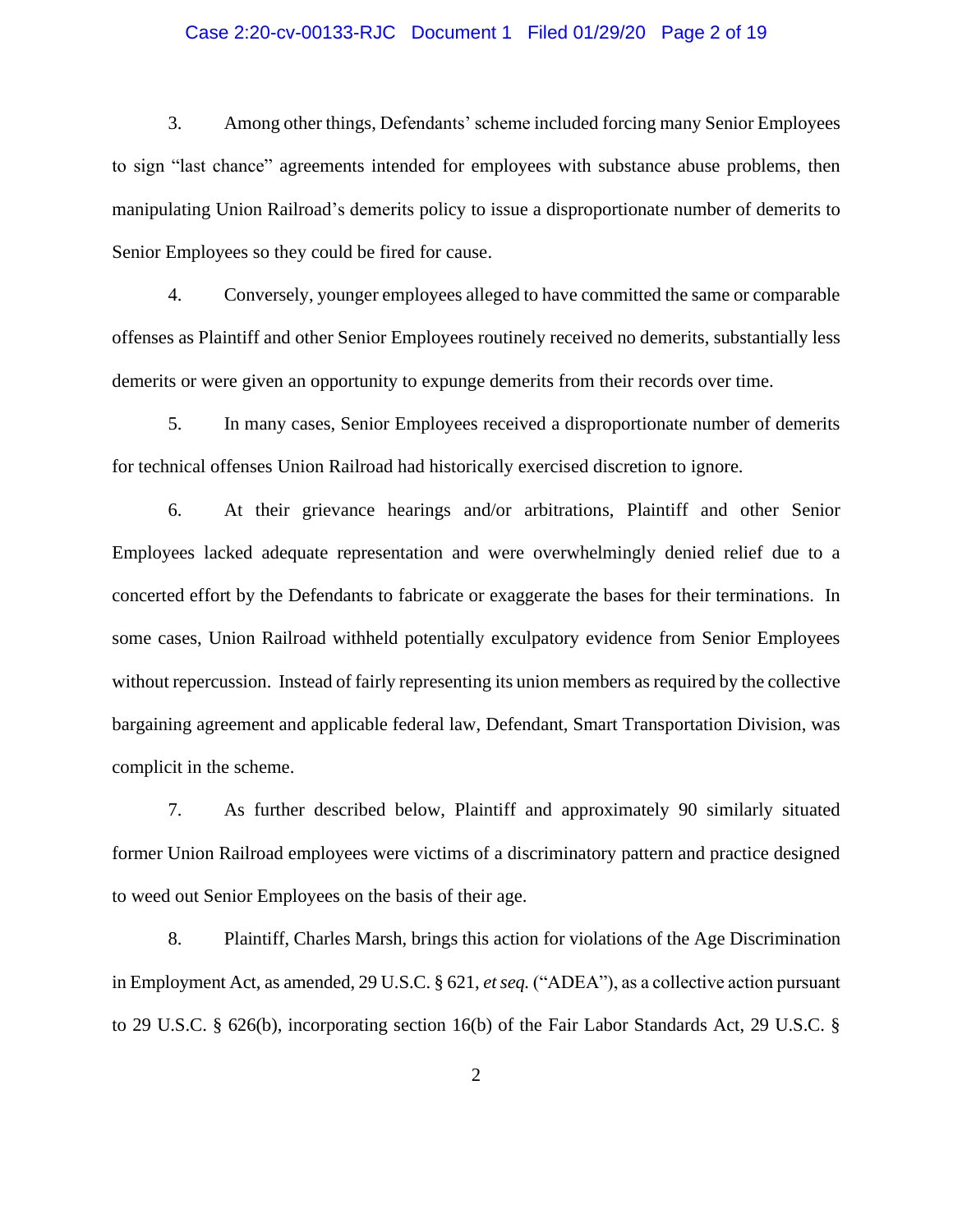3. Among other things, Defendants' scheme included forcing many Senior Employees to sign "last chance" agreements intended for employees with substance abuse problems, then manipulating Union Railroad's demerits policy to issue a disproportionate number of demerits to Senior Employees so they could be fired for cause.

4. Conversely, younger employees alleged to have committed the same or comparable offenses as Plaintiff and other Senior Employees routinely received no demerits, substantially less demerits or were given an opportunity to expunge demerits from their records over time.

5. In many cases, Senior Employees received a disproportionate number of demerits for technical offenses Union Railroad had historically exercised discretion to ignore.

6. At their grievance hearings and/or arbitrations, Plaintiff and other Senior Employees lacked adequate representation and were overwhelmingly denied relief due to a concerted effort by the Defendants to fabricate or exaggerate the bases for their terminations. In some cases, Union Railroad withheld potentially exculpatory evidence from Senior Employees without repercussion. Instead of fairly representing its union members as required by the collective bargaining agreement and applicable federal law, Defendant, Smart Transportation Division, was complicit in the scheme.

7. As further described below, Plaintiff and approximately 90 similarly situated former Union Railroad employees were victims of a discriminatory pattern and practice designed to weed out Senior Employees on the basis of their age.

8. Plaintiff, Charles Marsh, brings this action for violations of the Age Discrimination in Employment Act, as amended, 29 U.S.C. § 621, *et seq.* ("ADEA"), as a collective action pursuant to 29 U.S.C. § 626(b), incorporating section 16(b) of the Fair Labor Standards Act, 29 U.S.C. §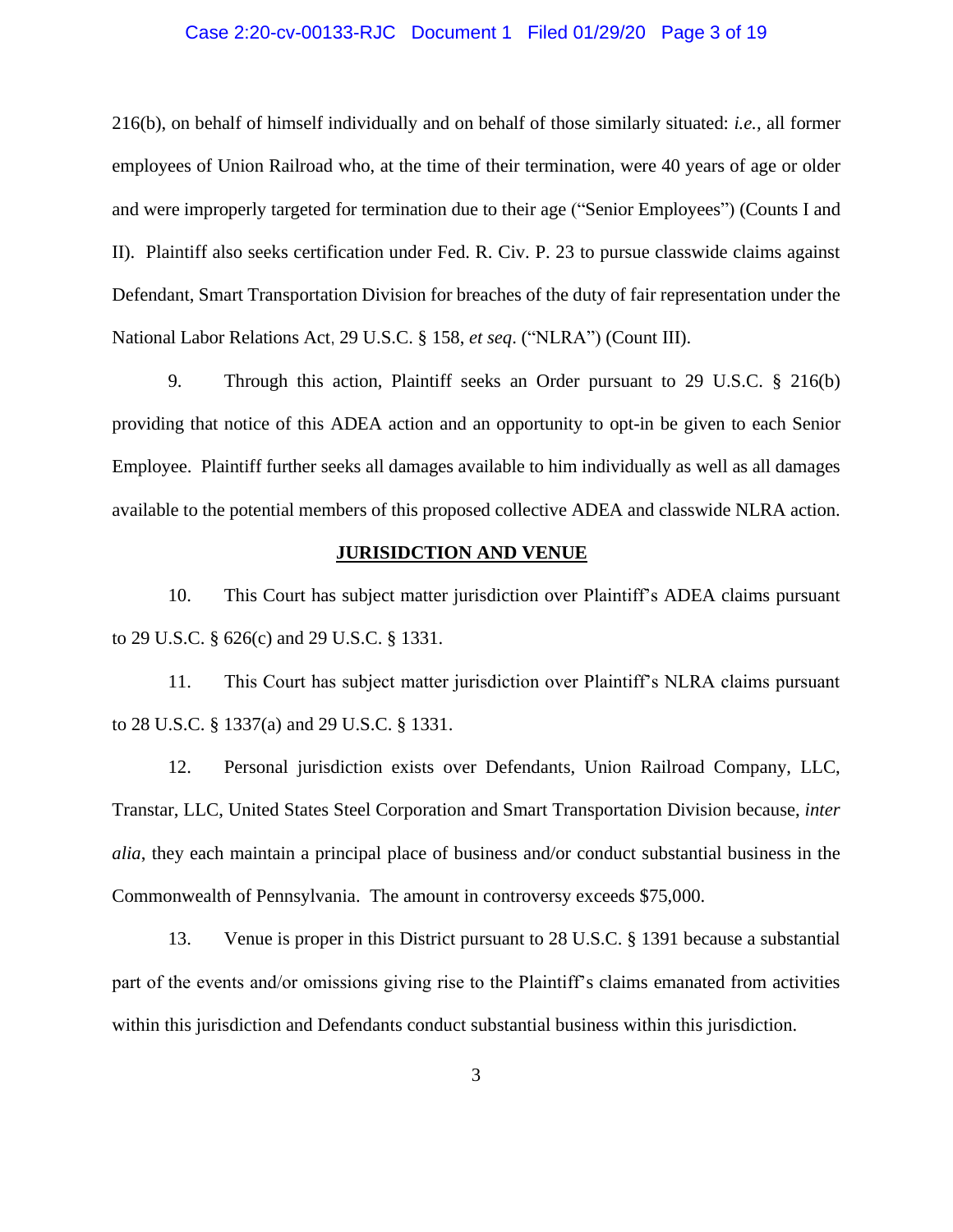216(b), on behalf of himself individually and on behalf of those similarly situated: *i.e.*, all former employees of Union Railroad who, at the time of their termination, were 40 years of age or older and were improperly targeted for termination due to their age ("Senior Employees") (Counts I and II). Plaintiff also seeks certification under Fed. R. Civ. P. 23 to pursue classwide claims against Defendant, Smart Transportation Division for breaches of the duty of fair representation under the National Labor Relations Act, 29 U.S.C. § 158, *et seq*. ("NLRA") (Count III).

9. Through this action, Plaintiff seeks an Order pursuant to 29 U.S.C. § 216(b) providing that notice of this ADEA action and an opportunity to opt-in be given to each Senior Employee. Plaintiff further seeks all damages available to him individually as well as all damages available to the potential members of this proposed collective ADEA and classwide NLRA action.

## JURISIDCTION AND VENUE

10. This Court has subject matter jurisdiction over Plaintiff's ADEA claims pursuant to 29 U.S.C. § 626(c) and 29 U.S.C. § 1331.

11. This Court has subject matter jurisdiction over Plaintiff's NLRA claims pursuant to 28 U.S.C. § 1337(a) and 29 U.S.C. § 1331.

12. Personal jurisdiction exists over Defendants, Union Railroad Company, LLC, Transtar, LLC, United States Steel Corporation and Smart Transportation Division because, *inter alia*, they each maintain a principal place of business and/or conduct substantial business in the Commonwealth of Pennsylvania. The amount in controversy exceeds $75,000.

13. Venue is proper in this District pursuant to 28 U.S.C. § 1391 because a substantial part of the events and/or omissions giving rise to the Plaintiff's claims emanated from activities within this jurisdiction and Defendants conduct substantial business within this jurisdiction.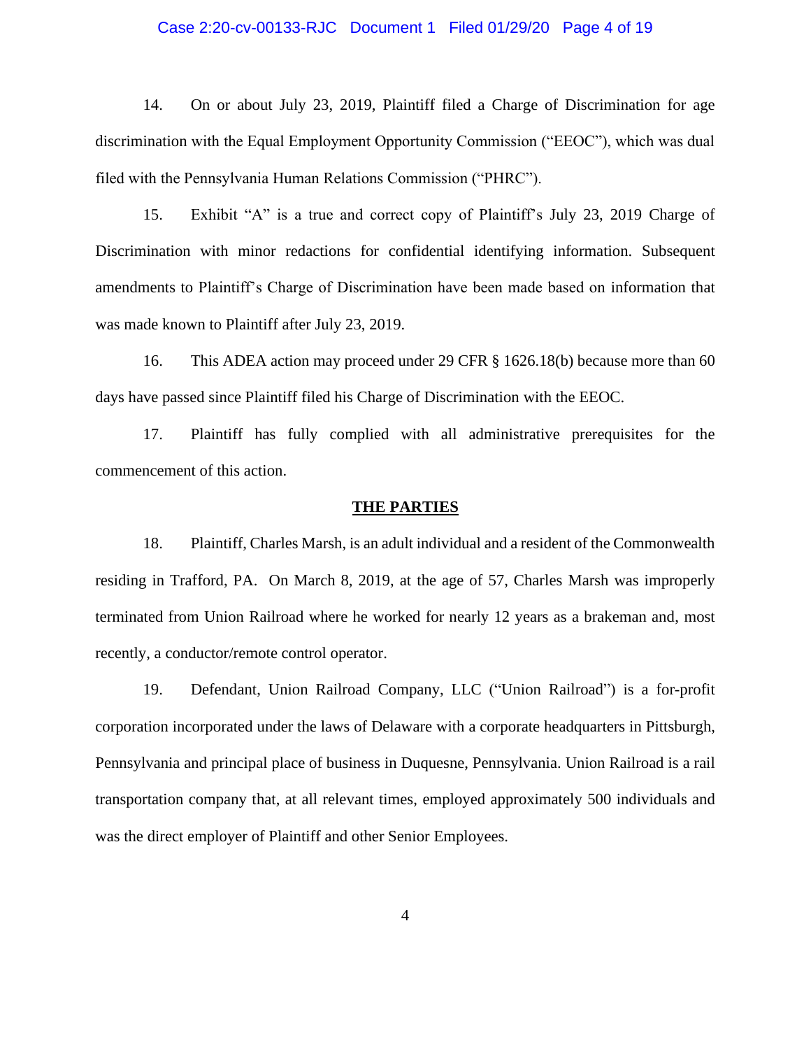14. On or about July 23, 2019, Plaintiff filed a Charge of Discrimination for age discrimination with the Equal Employment Opportunity Commission ("EEOC"), which was dual filed with the Pennsylvania Human Relations Commission ("PHRC").

15. Exhibit "A" is a true and correct copy of Plaintiff's July 23, 2019 Charge of Discrimination with minor redactions for confidential identifying information. Subsequent amendments to Plaintiff's Charge of Discrimination have been made based on information that was made known to Plaintiff after July 23, 2019.

16. This ADEA action may proceed under 29 CFR § 1626.18(b) because more than 60 days have passed since Plaintiff filed his Charge of Discrimination with the EEOC.

17. Plaintiff has fully complied with all administrative prerequisites for the commencement of this action.

## THE PARTIES

18. Plaintiff, Charles Marsh, is an adult individual and a resident of the Commonwealth residing in Trafford, PA. On March 8, 2019, at the age of 57, Charles Marsh was improperly terminated from Union Railroad where he worked for nearly 12 years as a brakeman and, most recently, a conductor/remote control operator.

19. Defendant, Union Railroad Company, LLC ("Union Railroad") is a for-profit corporation incorporated under the laws of Delaware with a corporate headquarters in Pittsburgh, Pennsylvania and principal place of business in Duquesne, Pennsylvania. Union Railroad is a rail transportation company that, at all relevant times, employed approximately 500 individuals and was the direct employer of Plaintiff and other Senior Employees.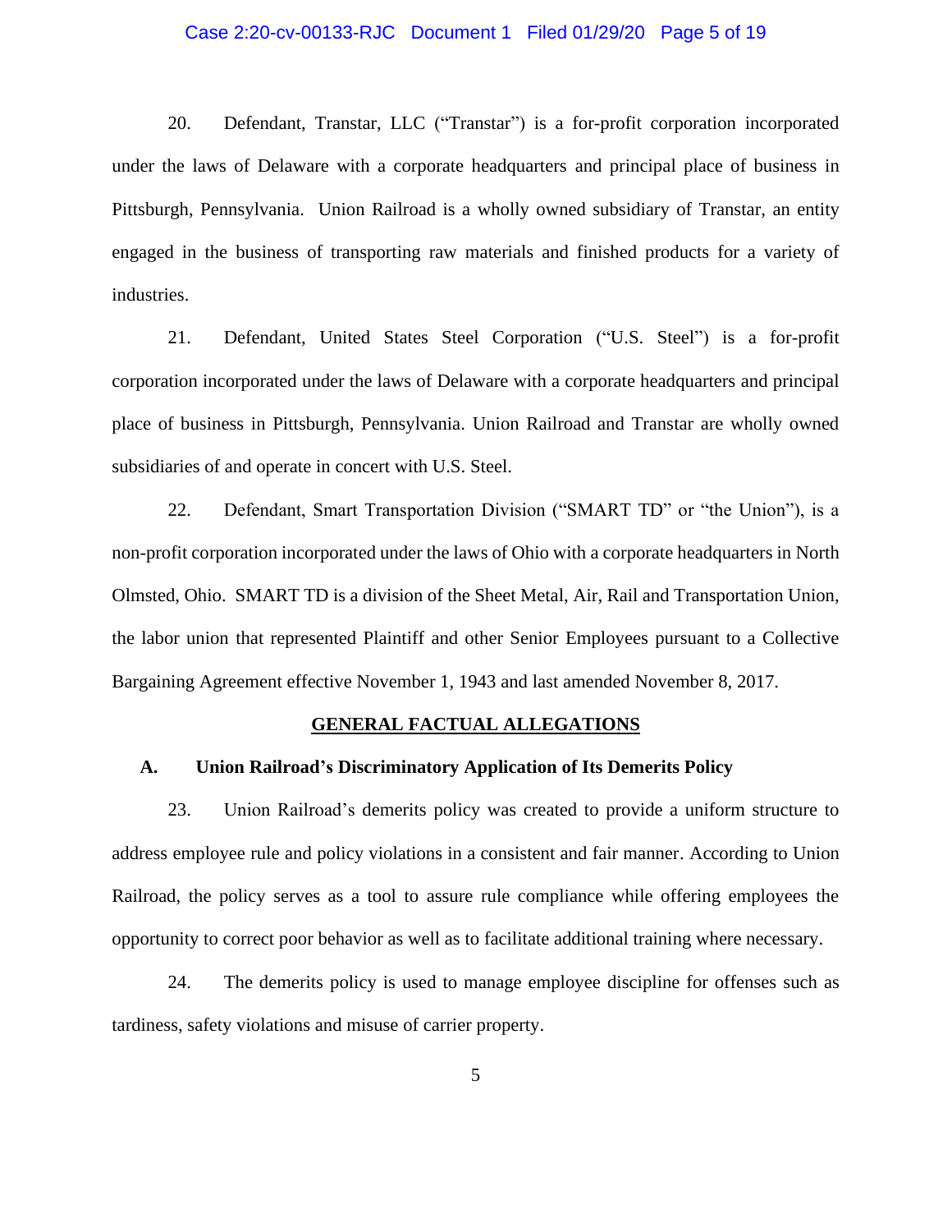20. Defendant, Transtar, LLC ("Transtar") is a for-profit corporation incorporated under the laws of Delaware with a corporate headquarters and principal place of business in Pittsburgh, Pennsylvania. Union Railroad is a wholly owned subsidiary of Transtar, an entity engaged in the business of transporting raw materials and finished products for a variety of industries.

21. Defendant, United States Steel Corporation ("U.S. Steel") is a for-profit corporation incorporated under the laws of Delaware with a corporate headquarters and principal place of business in Pittsburgh, Pennsylvania. Union Railroad and Transtar are wholly owned subsidiaries of and operate in concert with U.S. Steel.

22. Defendant, Smart Transportation Division ("SMART TD" or "the Union"), is a non-profit corporation incorporated under the laws of Ohio with a corporate headquarters in North Olmsted, Ohio. SMART TD is a division of the Sheet Metal, Air, Rail and Transportation Union, the labor union that represented Plaintiff and other Senior Employees pursuant to a Collective Bargaining Agreement effective November 1, 1943 and last amended November 8, 2017.

## GENERAL FACTUAL ALLEGATIONS

### A. Union Railroad's Discriminatory Application of Its Demerits Policy

23. Union Railroad's demerits policy was created to provide a uniform structure to address employee rule and policy violations in a consistent and fair manner. According to Union Railroad, the policy serves as a tool to assure rule compliance while offering employees the opportunity to correct poor behavior as well as to facilitate additional training where necessary.

24. The demerits policy is used to manage employee discipline for offenses such as tardiness, safety violations and misuse of carrier property.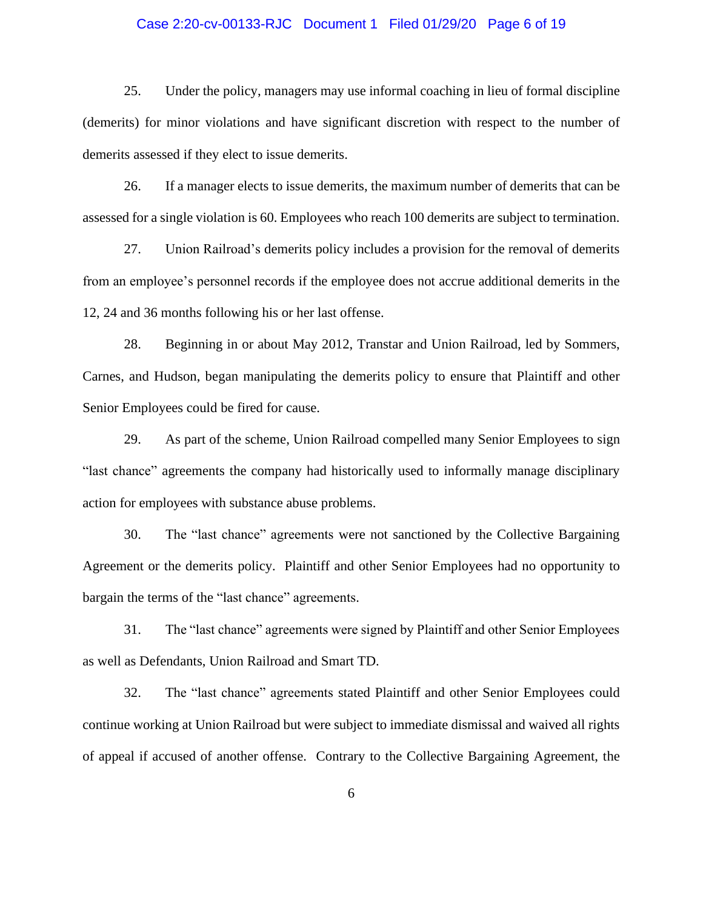25. Under the policy, managers may use informal coaching in lieu of formal discipline (demerits) for minor violations and have significant discretion with respect to the number of demerits assessed if they elect to issue demerits.

26. If a manager elects to issue demerits, the maximum number of demerits that can be assessed for a single violation is 60. Employees who reach 100 demerits are subject to termination.

27. Union Railroad's demerits policy includes a provision for the removal of demerits from an employee's personnel records if the employee does not accrue additional demerits in the 12, 24 and 36 months following his or her last offense.

28. Beginning in or about May 2012, Transtar and Union Railroad, led by Sommers, Carnes, and Hudson, began manipulating the demerits policy to ensure that Plaintiff and other Senior Employees could be fired for cause.

29. As part of the scheme, Union Railroad compelled many Senior Employees to sign "last chance" agreements the company had historically used to informally manage disciplinary action for employees with substance abuse problems.

30. The "last chance" agreements were not sanctioned by the Collective Bargaining Agreement or the demerits policy. Plaintiff and other Senior Employees had no opportunity to bargain the terms of the "last chance" agreements.

31. The "last chance" agreements were signed by Plaintiff and other Senior Employees as well as Defendants, Union Railroad and Smart TD.

32. The "last chance" agreements stated Plaintiff and other Senior Employees could continue working at Union Railroad but were subject to immediate dismissal and waived all rights of appeal if accused of another offense. Contrary to the Collective Bargaining Agreement, the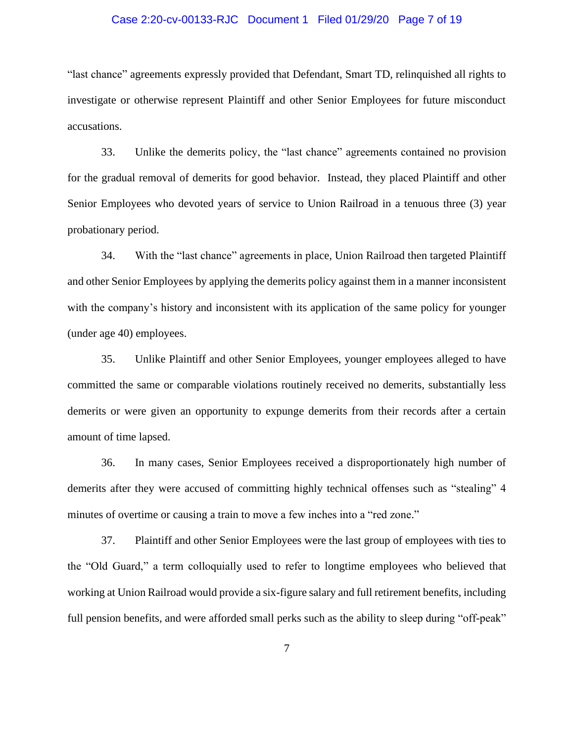"last chance" agreements expressly provided that Defendant, Smart TD, relinquished all rights to investigate or otherwise represent Plaintiff and other Senior Employees for future misconduct accusations.

33. Unlike the demerits policy, the "last chance" agreements contained no provision for the gradual removal of demerits for good behavior. Instead, they placed Plaintiff and other Senior Employees who devoted years of service to Union Railroad in a tenuous three (3) year probationary period.

34. With the "last chance" agreements in place, Union Railroad then targeted Plaintiff and other Senior Employees by applying the demerits policy against them in a manner inconsistent with the company's history and inconsistent with its application of the same policy for younger (under age 40) employees.

35. Unlike Plaintiff and other Senior Employees, younger employees alleged to have committed the same or comparable violations routinely received no demerits, substantially less demerits or were given an opportunity to expunge demerits from their records after a certain amount of time lapsed.

36. In many cases, Senior Employees received a disproportionately high number of demerits after they were accused of committing highly technical offenses such as "stealing" 4 minutes of overtime or causing a train to move a few inches into a "red zone."

37. Plaintiff and other Senior Employees were the last group of employees with ties to the "Old Guard," a term colloquially used to refer to longtime employees who believed that working at Union Railroad would provide a six-figure salary and full retirement benefits, including full pension benefits, and were afforded small perks such as the ability to sleep during "off-peak"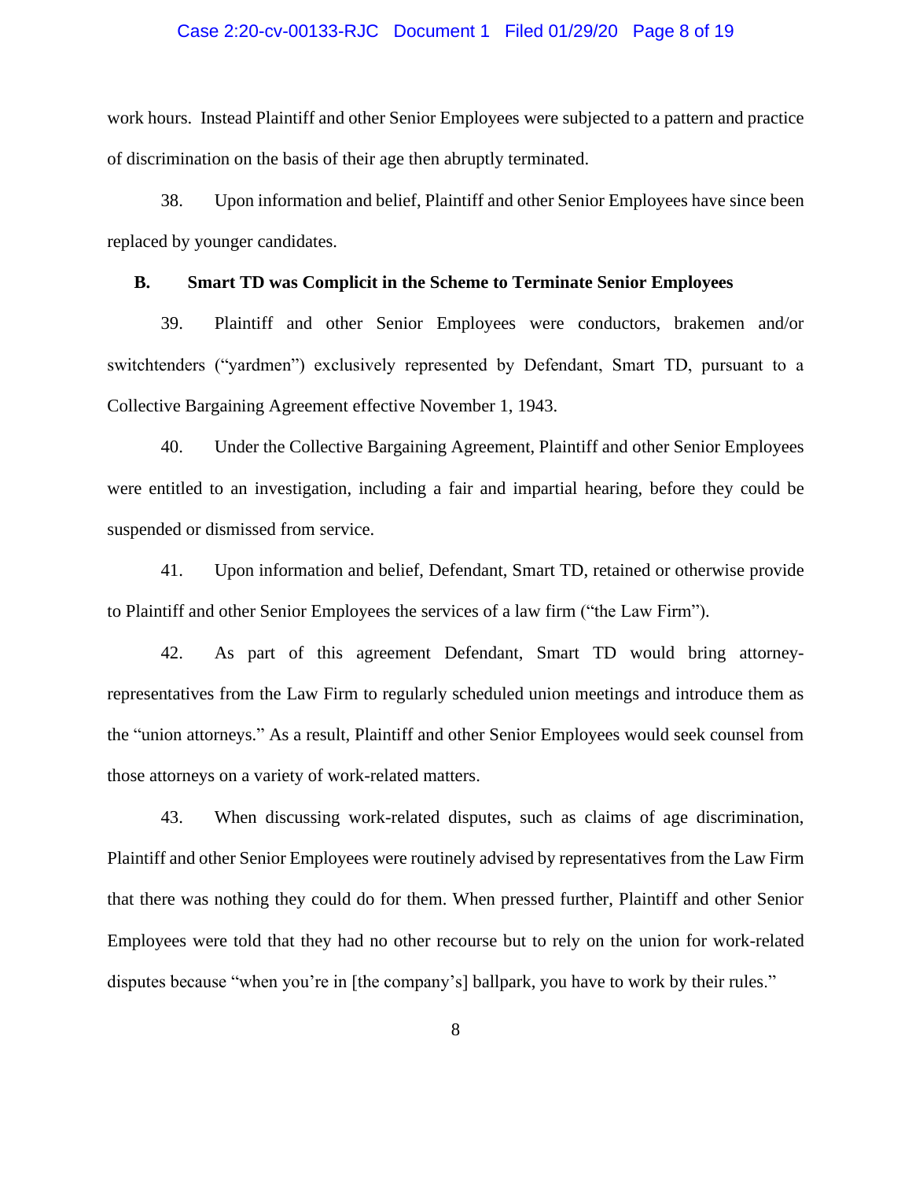work hours. Instead Plaintiff and other Senior Employees were subjected to a pattern and practice of discrimination on the basis of their age then abruptly terminated.

38. Upon information and belief, Plaintiff and other Senior Employees have since been replaced by younger candidates.

### B. Smart TD was Complicit in the Scheme to Terminate Senior Employees

39. Plaintiff and other Senior Employees were conductors, brakemen and/or switchtenders ("yardmen") exclusively represented by Defendant, Smart TD, pursuant to a Collective Bargaining Agreement effective November 1, 1943.

40. Under the Collective Bargaining Agreement, Plaintiff and other Senior Employees were entitled to an investigation, including a fair and impartial hearing, before they could be suspended or dismissed from service.

41. Upon information and belief, Defendant, Smart TD, retained or otherwise provide to Plaintiff and other Senior Employees the services of a law firm ("the Law Firm").

42. As part of this agreement Defendant, Smart TD would bring attorney-representatives from the Law Firm to regularly scheduled union meetings and introduce them as the "union attorneys." As a result, Plaintiff and other Senior Employees would seek counsel from those attorneys on a variety of work-related matters.

43. When discussing work-related disputes, such as claims of age discrimination, Plaintiff and other Senior Employees were routinely advised by representatives from the Law Firm that there was nothing they could do for them. When pressed further, Plaintiff and other Senior Employees were told that they had no other recourse but to rely on the union for work-related disputes because "when you're in [the company's] ballpark, you have to work by their rules."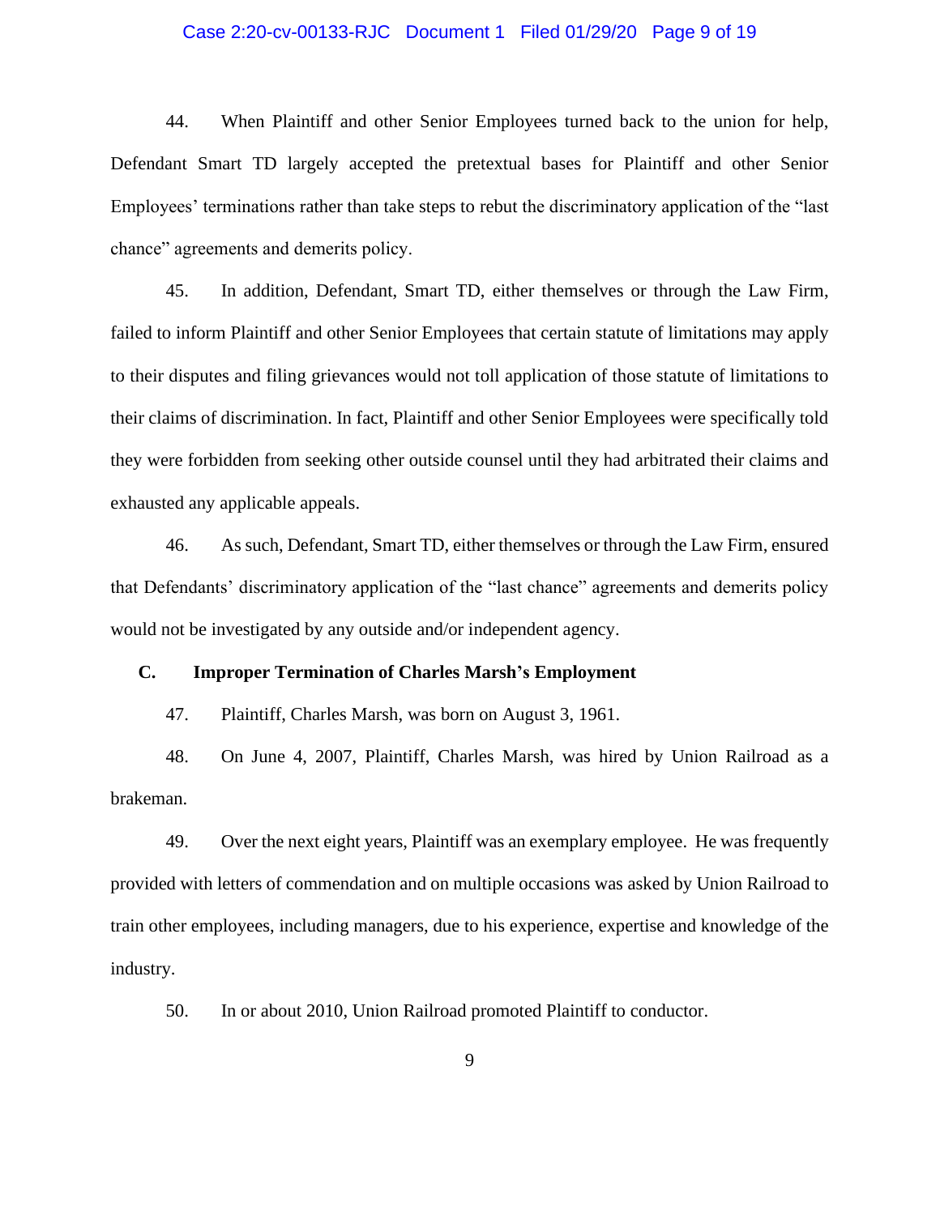44. When Plaintiff and other Senior Employees turned back to the union for help, Defendant Smart TD largely accepted the pretextual bases for Plaintiff and other Senior Employees' terminations rather than take steps to rebut the discriminatory application of the "last chance" agreements and demerits policy.

45. In addition, Defendant, Smart TD, either themselves or through the Law Firm, failed to inform Plaintiff and other Senior Employees that certain statute of limitations may apply to their disputes and filing grievances would not toll application of those statute of limitations to their claims of discrimination. In fact, Plaintiff and other Senior Employees were specifically told they were forbidden from seeking other outside counsel until they had arbitrated their claims and exhausted any applicable appeals.

46. As such, Defendant, Smart TD, either themselves or through the Law Firm, ensured that Defendants' discriminatory application of the "last chance" agreements and demerits policy would not be investigated by any outside and/or independent agency.

### C. Improper Termination of Charles Marsh's Employment

47. Plaintiff, Charles Marsh, was born on August 3, 1961.

48. On June 4, 2007, Plaintiff, Charles Marsh, was hired by Union Railroad as a brakeman.

49. Over the next eight years, Plaintiff was an exemplary employee. He was frequently provided with letters of commendation and on multiple occasions was asked by Union Railroad to train other employees, including managers, due to his experience, expertise and knowledge of the industry.

50. In or about 2010, Union Railroad promoted Plaintiff to conductor.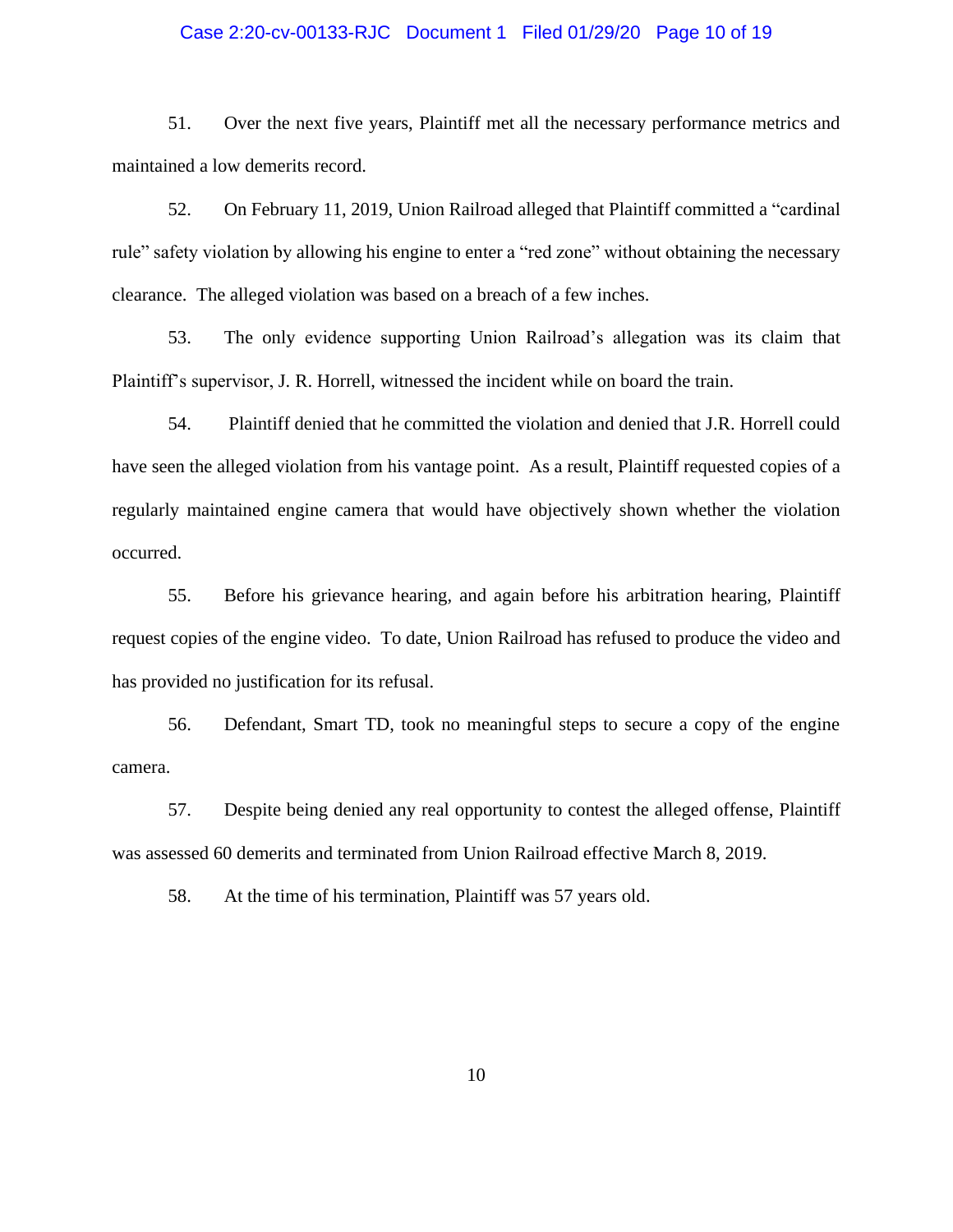51. Over the next five years, Plaintiff met all the necessary performance metrics and maintained a low demerits record.

52. On February 11, 2019, Union Railroad alleged that Plaintiff committed a "cardinal rule" safety violation by allowing his engine to enter a "red zone" without obtaining the necessary clearance. The alleged violation was based on a breach of a few inches.

53. The only evidence supporting Union Railroad's allegation was its claim that Plaintiff's supervisor, J. R. Horrell, witnessed the incident while on board the train.

54. Plaintiff denied that he committed the violation and denied that J.R. Horrell could have seen the alleged violation from his vantage point. As a result, Plaintiff requested copies of a regularly maintained engine camera that would have objectively shown whether the violation occurred.

55. Before his grievance hearing, and again before his arbitration hearing, Plaintiff request copies of the engine video. To date, Union Railroad has refused to produce the video and has provided no justification for its refusal.

56. Defendant, Smart TD, took no meaningful steps to secure a copy of the engine camera.

57. Despite being denied any real opportunity to contest the alleged offense, Plaintiff was assessed 60 demerits and terminated from Union Railroad effective March 8, 2019.

58. At the time of his termination, Plaintiff was 57 years old.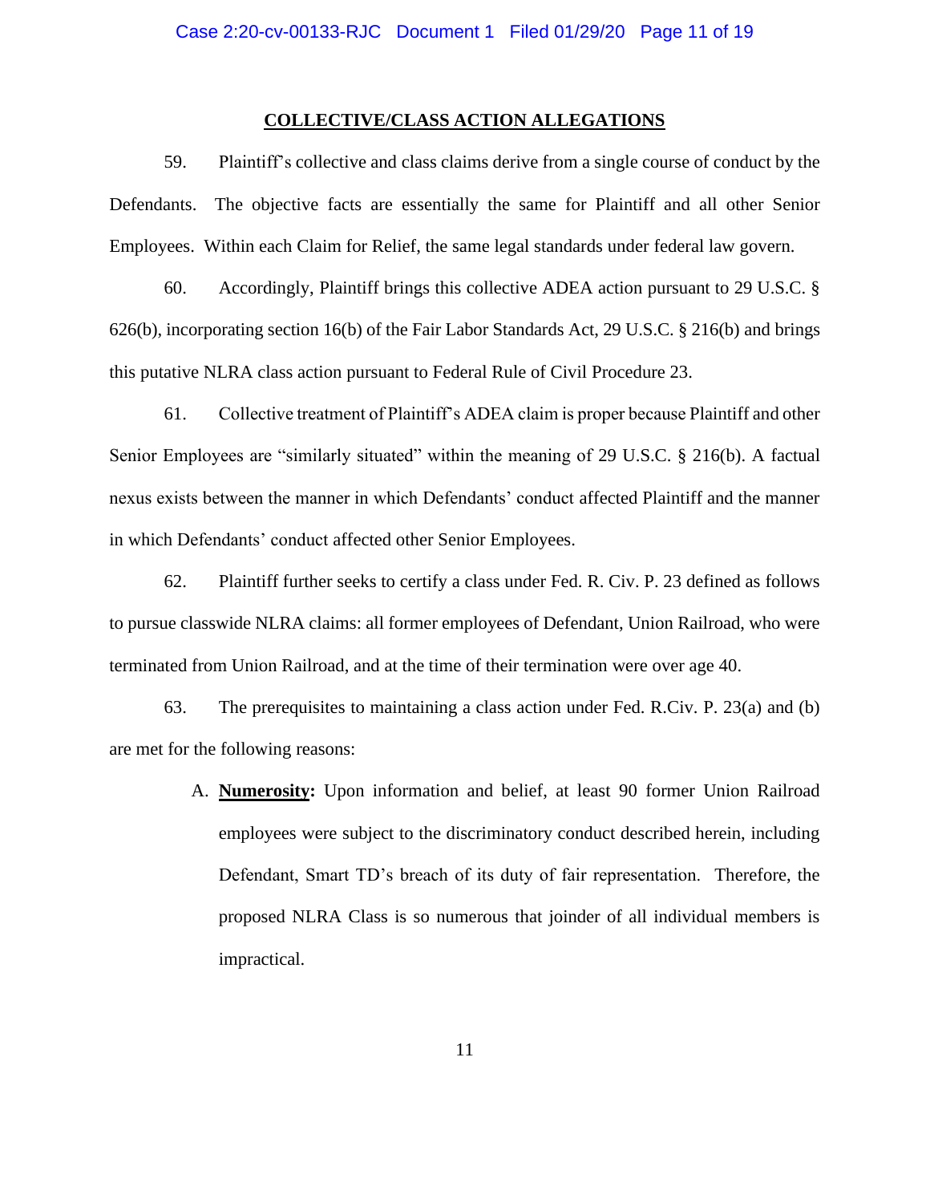## COLLECTIVE/CLASS ACTION ALLEGATIONS

59. Plaintiff's collective and class claims derive from a single course of conduct by the Defendants. The objective facts are essentially the same for Plaintiff and all other Senior Employees. Within each Claim for Relief, the same legal standards under federal law govern.

60. Accordingly, Plaintiff brings this collective ADEA action pursuant to 29 U.S.C. § 626(b), incorporating section 16(b) of the Fair Labor Standards Act, 29 U.S.C. § 216(b) and brings this putative NLRA class action pursuant to Federal Rule of Civil Procedure 23.

61. Collective treatment of Plaintiff's ADEA claim is proper because Plaintiff and other Senior Employees are "similarly situated" within the meaning of 29 U.S.C. § 216(b). A factual nexus exists between the manner in which Defendants' conduct affected Plaintiff and the manner in which Defendants' conduct affected other Senior Employees.

62. Plaintiff further seeks to certify a class under Fed. R. Civ. P. 23 defined as follows to pursue classwide NLRA claims: all former employees of Defendant, Union Railroad, who were terminated from Union Railroad, and at the time of their termination were over age 40.

63. The prerequisites to maintaining a class action under Fed. R.Civ. P. 23(a) and (b) are met for the following reasons:

A. **<u>Numerosity</u>:** Upon information and belief, at least 90 former Union Railroad employees were subject to the discriminatory conduct described herein, including Defendant, Smart TD's breach of its duty of fair representation. Therefore, the proposed NLRA Class is so numerous that joinder of all individual members is impractical.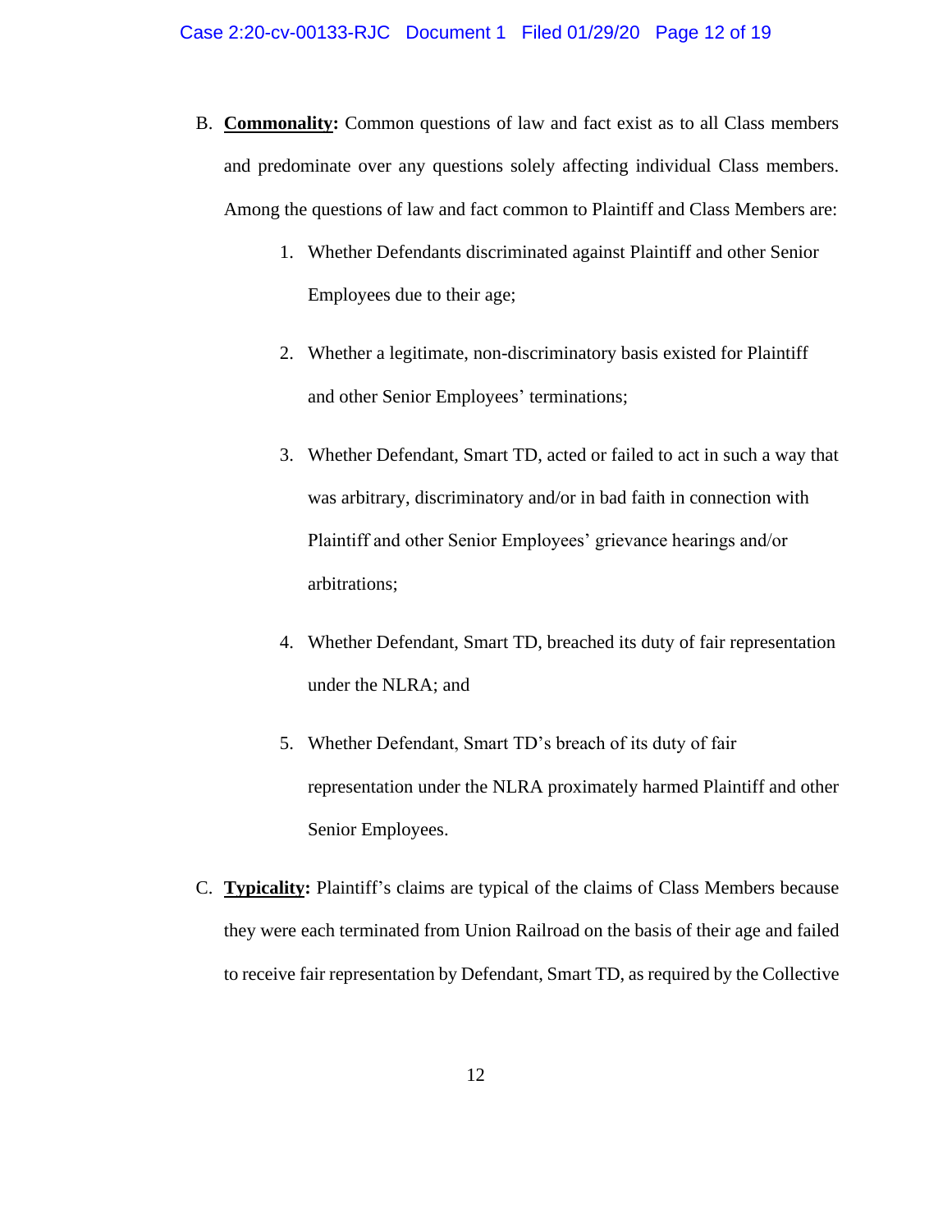B. **<u>Commonality</u>:** Common questions of law and fact exist as to all Class members and predominate over any questions solely affecting individual Class members. Among the questions of law and fact common to Plaintiff and Class Members are:

    1. Whether Defendants discriminated against Plaintiff and other Senior Employees due to their age;

    2. Whether a legitimate, non-discriminatory basis existed for Plaintiff and other Senior Employees' terminations;

    3. Whether Defendant, Smart TD, acted or failed to act in such a way that was arbitrary, discriminatory and/or in bad faith in connection with Plaintiff and other Senior Employees' grievance hearings and/or arbitrations;

    4. Whether Defendant, Smart TD, breached its duty of fair representation under the NLRA; and

    5. Whether Defendant, Smart TD's breach of its duty of fair representation under the NLRA proximately harmed Plaintiff and other Senior Employees.

C. **<u>Typicality</u>:** Plaintiff's claims are typical of the claims of Class Members because they were each terminated from Union Railroad on the basis of their age and failed to receive fair representation by Defendant, Smart TD, as required by the Collective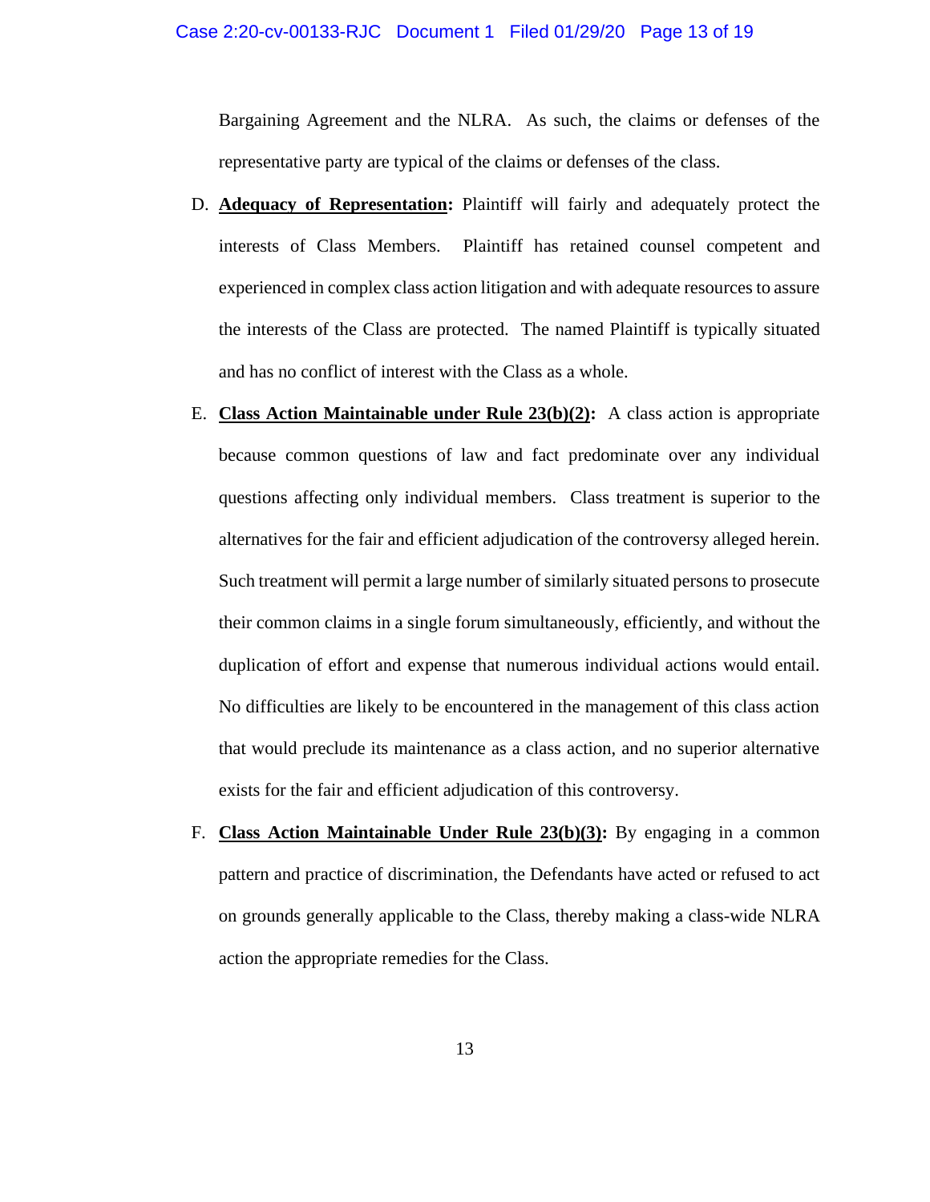Bargaining Agreement and the NLRA. As such, the claims or defenses of the representative party are typical of the claims or defenses of the class.

D. **<u>Adequacy of Representation</u>:** Plaintiff will fairly and adequately protect the interests of Class Members. Plaintiff has retained counsel competent and experienced in complex class action litigation and with adequate resources to assure the interests of the Class are protected. The named Plaintiff is typically situated and has no conflict of interest with the Class as a whole.

E. **<u>Class Action Maintainable under Rule 23(b)(2)</u>:** A class action is appropriate because common questions of law and fact predominate over any individual questions affecting only individual members. Class treatment is superior to the alternatives for the fair and efficient adjudication of the controversy alleged herein. Such treatment will permit a large number of similarly situated persons to prosecute their common claims in a single forum simultaneously, efficiently, and without the duplication of effort and expense that numerous individual actions would entail. No difficulties are likely to be encountered in the management of this class action that would preclude its maintenance as a class action, and no superior alternative exists for the fair and efficient adjudication of this controversy.

F. **<u>Class Action Maintainable Under Rule 23(b)(3)</u>:** By engaging in a common pattern and practice of discrimination, the Defendants have acted or refused to act on grounds generally applicable to the Class, thereby making a class-wide NLRA action the appropriate remedies for the Class.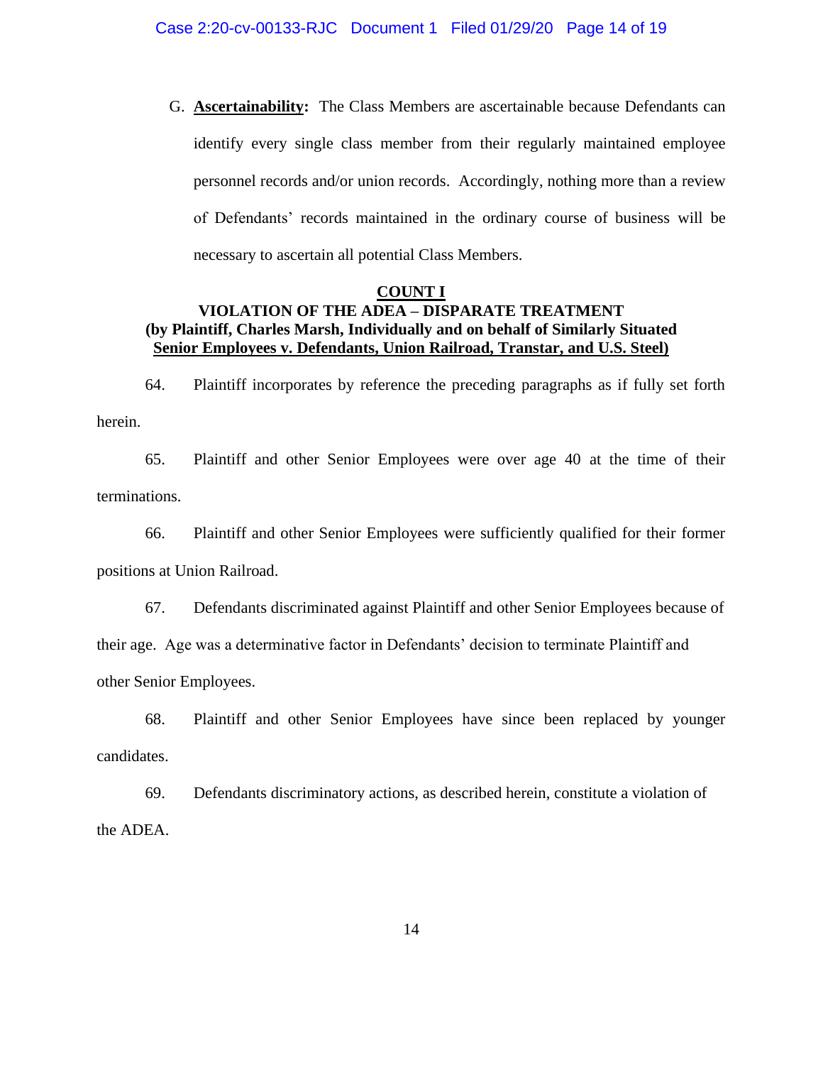G. **Ascertainability:** The Class Members are ascertainable because Defendants can identify every single class member from their regularly maintained employee personnel records and/or union records. Accordingly, nothing more than a review of Defendants' records maintained in the ordinary course of business will be necessary to ascertain all potential Class Members.

**COUNT I**

**VIOLATION OF THE ADEA – DISPARATE TREATMENT**
**(by Plaintiff, Charles Marsh, Individually and on behalf of Similarly Situated Senior Employees v. Defendants, Union Railroad, Transtar, and U.S. Steel)**

64. Plaintiff incorporates by reference the preceding paragraphs as if fully set forth herein.

65. Plaintiff and other Senior Employees were over age 40 at the time of their terminations.

66. Plaintiff and other Senior Employees were sufficiently qualified for their former positions at Union Railroad.

67. Defendants discriminated against Plaintiff and other Senior Employees because of their age. Age was a determinative factor in Defendants' decision to terminate Plaintiff and other Senior Employees.

68. Plaintiff and other Senior Employees have since been replaced by younger candidates.

69. Defendants discriminatory actions, as described herein, constitute a violation of the ADEA.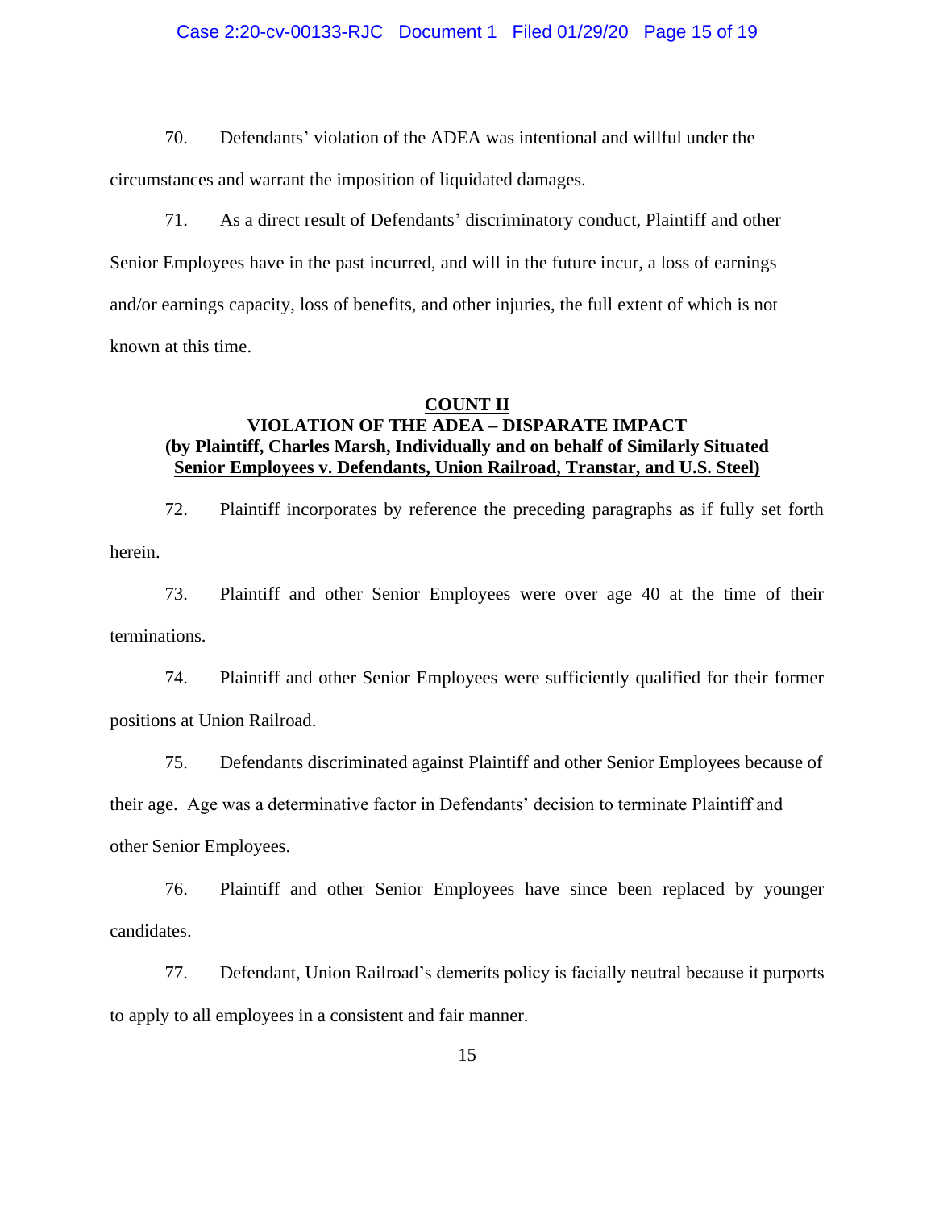70. Defendants' violation of the ADEA was intentional and willful under the circumstances and warrant the imposition of liquidated damages.

71. As a direct result of Defendants' discriminatory conduct, Plaintiff and other Senior Employees have in the past incurred, and will in the future incur, a loss of earnings and/or earnings capacity, loss of benefits, and other injuries, the full extent of which is not known at this time.

## COUNT II

## VIOLATION OF THE ADEA – DISPARATE IMPACT

**(by Plaintiff, Charles Marsh, Individually and on behalf of Similarly Situated Senior Employees v. Defendants, Union Railroad, Transtar, and U.S. Steel)**

72. Plaintiff incorporates by reference the preceding paragraphs as if fully set forth herein.

73. Plaintiff and other Senior Employees were over age 40 at the time of their terminations.

74. Plaintiff and other Senior Employees were sufficiently qualified for their former positions at Union Railroad.

75. Defendants discriminated against Plaintiff and other Senior Employees because of their age. Age was a determinative factor in Defendants' decision to terminate Plaintiff and other Senior Employees.

76. Plaintiff and other Senior Employees have since been replaced by younger candidates.

77. Defendant, Union Railroad's demerits policy is facially neutral because it purports to apply to all employees in a consistent and fair manner.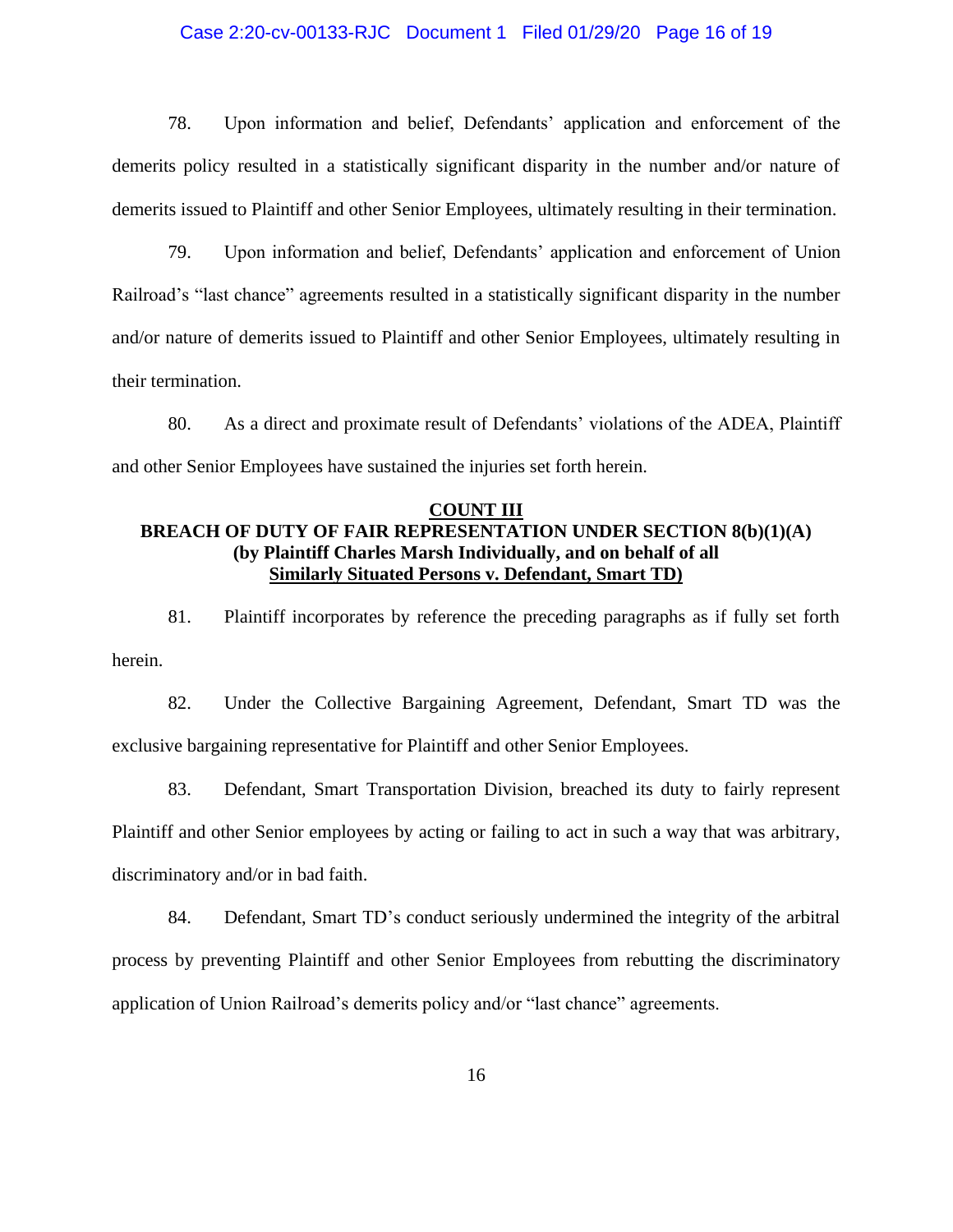78. Upon information and belief, Defendants' application and enforcement of the demerits policy resulted in a statistically significant disparity in the number and/or nature of demerits issued to Plaintiff and other Senior Employees, ultimately resulting in their termination.

79. Upon information and belief, Defendants' application and enforcement of Union Railroad's "last chance" agreements resulted in a statistically significant disparity in the number and/or nature of demerits issued to Plaintiff and other Senior Employees, ultimately resulting in their termination.

80. As a direct and proximate result of Defendants' violations of the ADEA, Plaintiff and other Senior Employees have sustained the injuries set forth herein.

## COUNT III
## BREACH OF DUTY OF FAIR REPRESENTATION UNDER SECTION 8(b)(1)(A)
### (by Plaintiff Charles Marsh Individually, and on behalf of all Similarly Situated Persons v. Defendant, Smart TD)

81. Plaintiff incorporates by reference the preceding paragraphs as if fully set forth herein.

82. Under the Collective Bargaining Agreement, Defendant, Smart TD was the exclusive bargaining representative for Plaintiff and other Senior Employees.

83. Defendant, Smart Transportation Division, breached its duty to fairly represent Plaintiff and other Senior employees by acting or failing to act in such a way that was arbitrary, discriminatory and/or in bad faith.

84. Defendant, Smart TD's conduct seriously undermined the integrity of the arbitral process by preventing Plaintiff and other Senior Employees from rebutting the discriminatory application of Union Railroad's demerits policy and/or "last chance" agreements.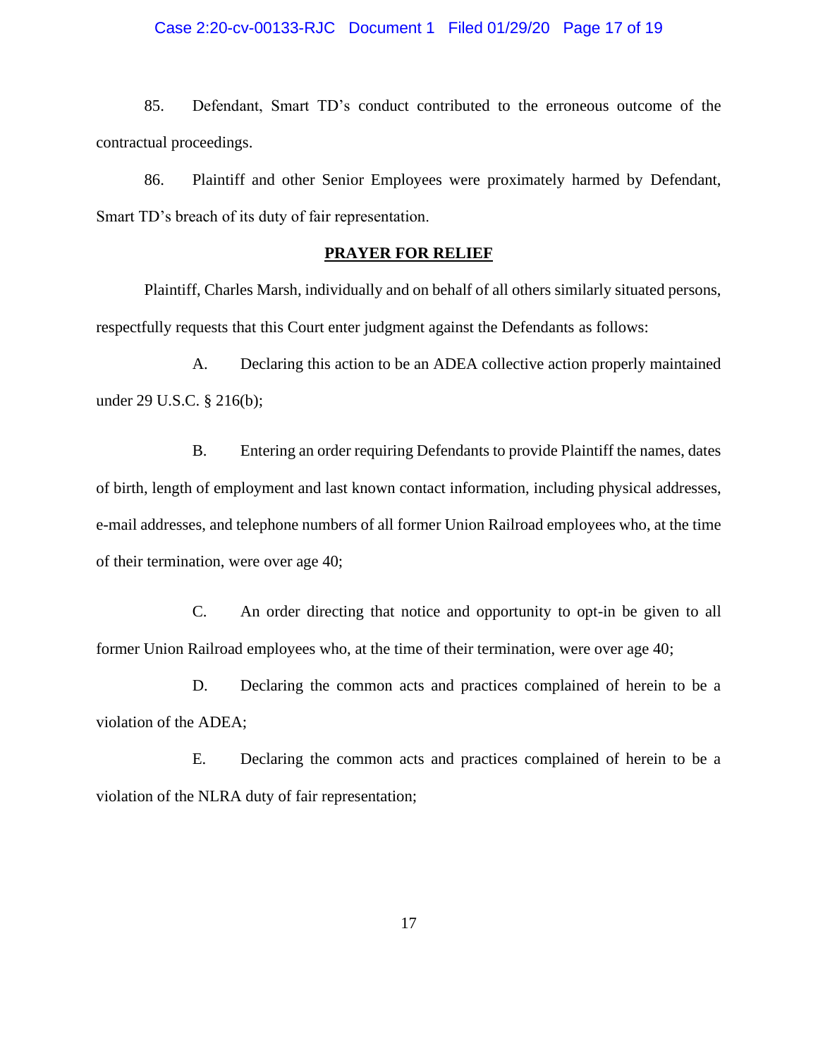85. Defendant, Smart TD's conduct contributed to the erroneous outcome of the contractual proceedings.

86. Plaintiff and other Senior Employees were proximately harmed by Defendant, Smart TD's breach of its duty of fair representation.

**PRAYER FOR RELIEF**

Plaintiff, Charles Marsh, individually and on behalf of all others similarly situated persons, respectfully requests that this Court enter judgment against the Defendants as follows:

A. Declaring this action to be an ADEA collective action properly maintained under 29 U.S.C. § 216(b);

B. Entering an order requiring Defendants to provide Plaintiff the names, dates of birth, length of employment and last known contact information, including physical addresses, e-mail addresses, and telephone numbers of all former Union Railroad employees who, at the time of their termination, were over age 40;

C. An order directing that notice and opportunity to opt-in be given to all former Union Railroad employees who, at the time of their termination, were over age 40;

D. Declaring the common acts and practices complained of herein to be a violation of the ADEA;

E. Declaring the common acts and practices complained of herein to be a violation of the NLRA duty of fair representation;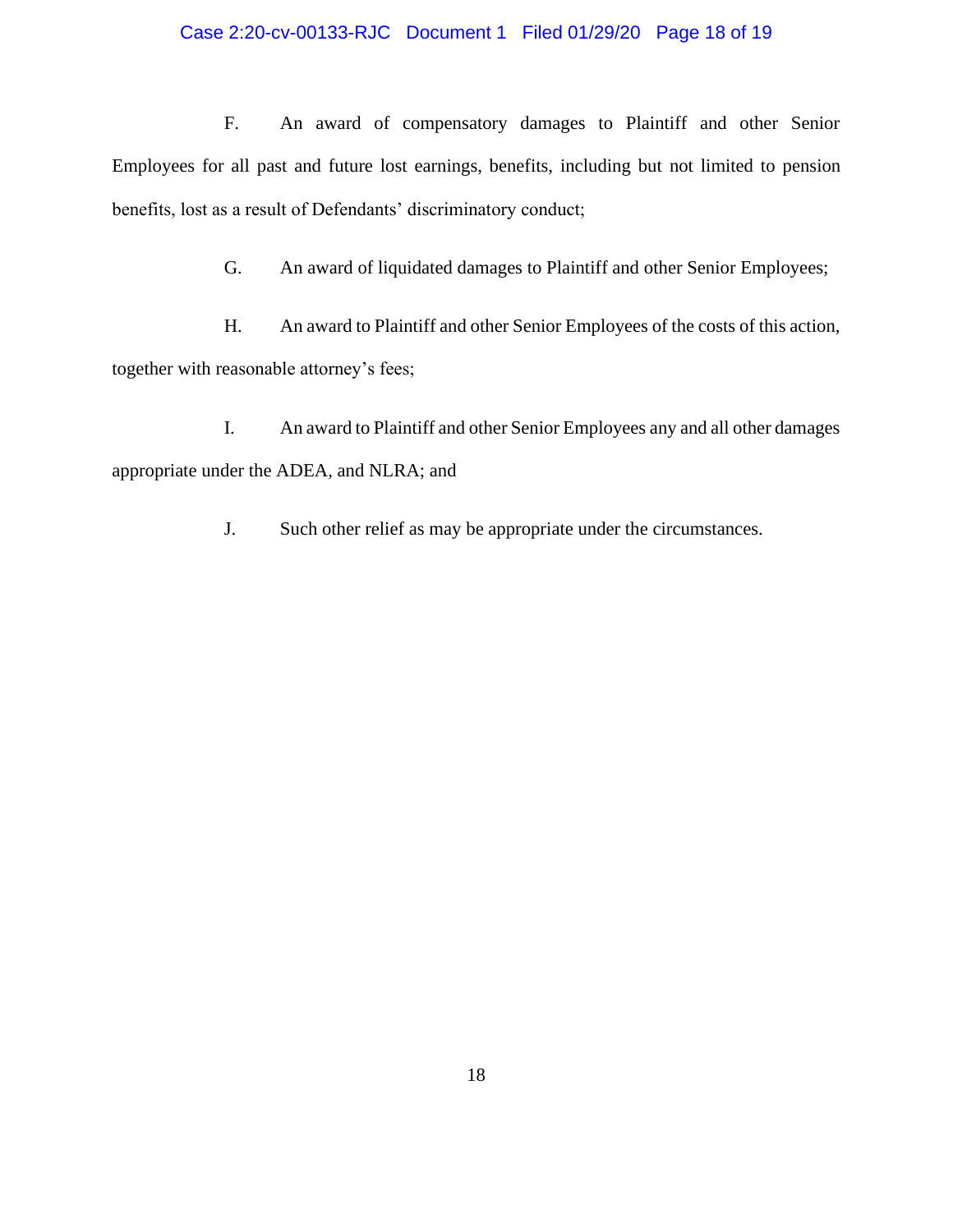F. An award of compensatory damages to Plaintiff and other Senior Employees for all past and future lost earnings, benefits, including but not limited to pension benefits, lost as a result of Defendants' discriminatory conduct;

G. An award of liquidated damages to Plaintiff and other Senior Employees;

H. An award to Plaintiff and other Senior Employees of the costs of this action, together with reasonable attorney's fees;

I. An award to Plaintiff and other Senior Employees any and all other damages appropriate under the ADEA, and NLRA; and

J. Such other relief as may be appropriate under the circumstances.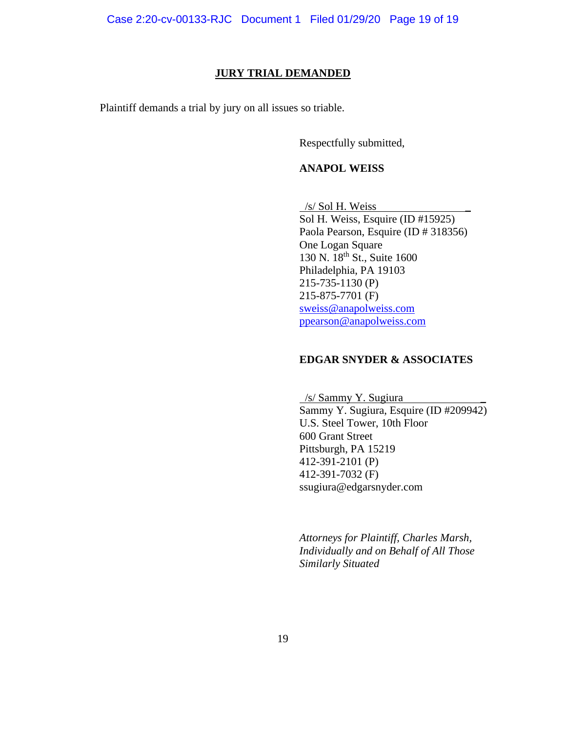## JURY TRIAL DEMANDED

Plaintiff demands a trial by jury on all issues so triable.

Respectfully submitted,

**ANAPOL WEISS**

/s/ Sol H. Weiss
Sol H. Weiss, Esquire (ID #15925)
Paola Pearson, Esquire (ID # 318356)
One Logan Square
130 N. 18th St., Suite 1600
Philadelphia, PA 19103
215-735-1130 (P)
215-875-7701 (F)
sweiss@anapolweiss.com
ppearson@anapolweiss.com

**EDGAR SNYDER & ASSOCIATES**

/s/ Sammy Y. Sugiura
Sammy Y. Sugiura, Esquire (ID #209942)
U.S. Steel Tower, 10th Floor
600 Grant Street
Pittsburgh, PA 15219
412-391-2101 (P)
412-391-7032 (F)
ssugiura@edgarsnyder.com

*Attorneys for Plaintiff, Charles Marsh, Individually and on Behalf of All Those Similarly Situated*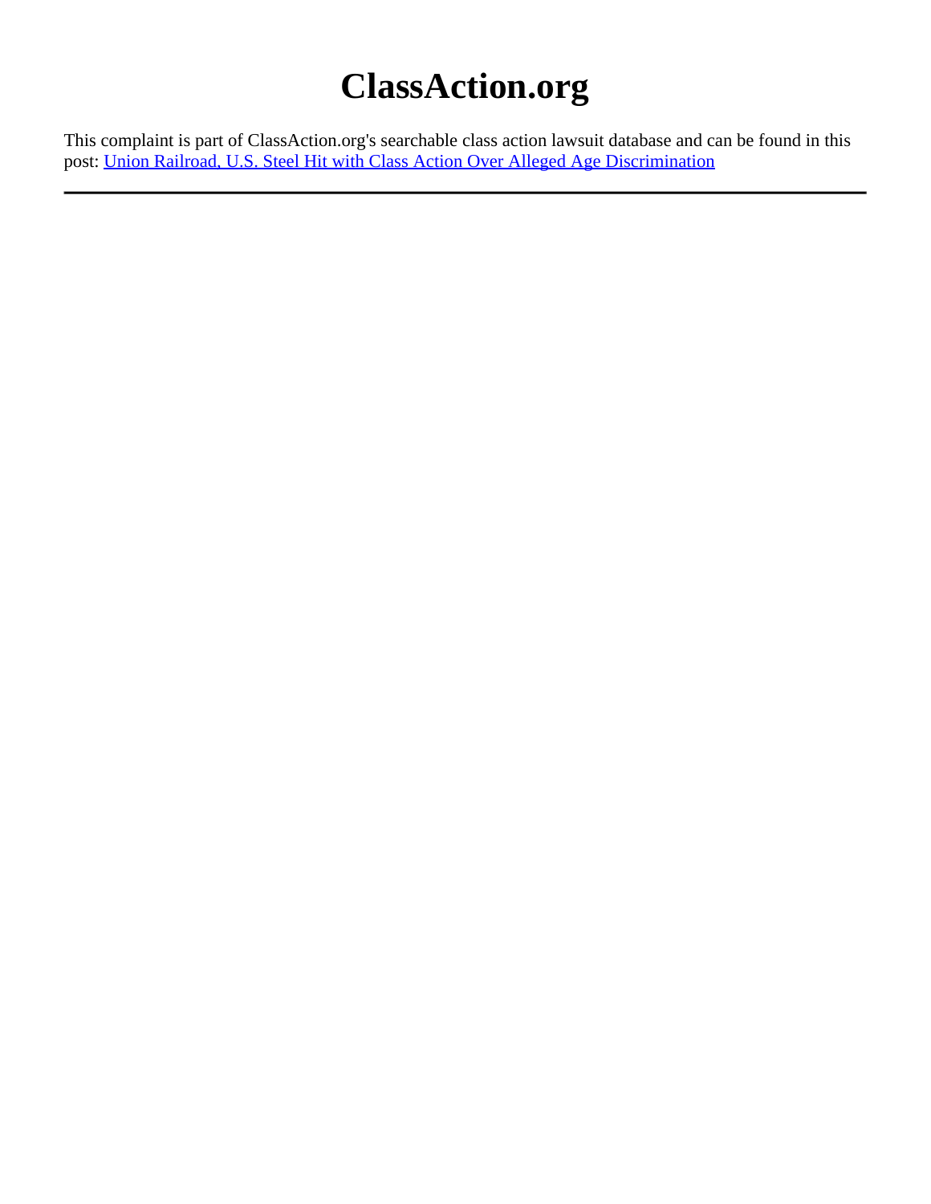# ClassAction.org

This complaint is part of ClassAction.org's searchable class action lawsuit database and can be found in this post: [Union Railroad, U.S. Steel Hit with Class Action Over Alleged Age Discrimination]()

---